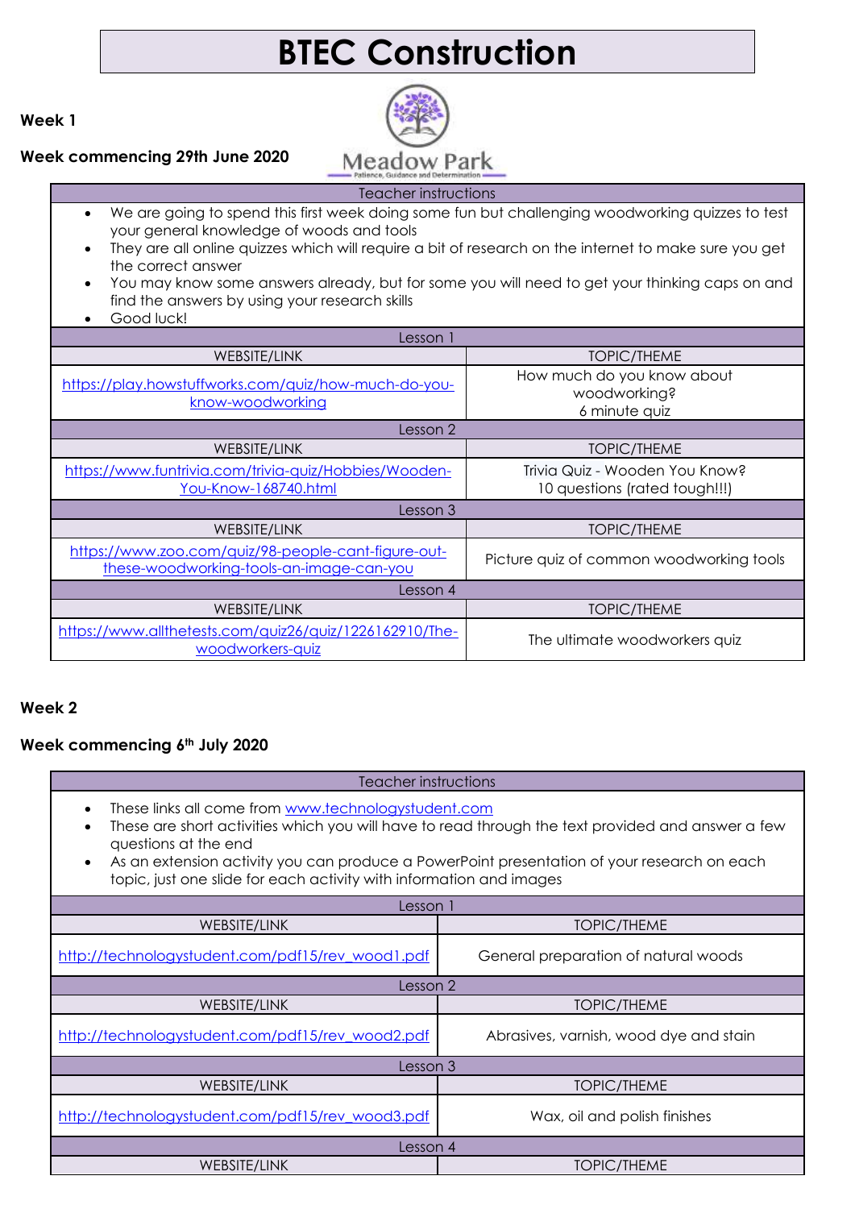# BTEC Construction

**Week 1**

**Week commencing 29th June 2020**

Meadow Park
Patience, Guidance and Determination

| Teacher instructions | |
|---|---|
| • We are going to spend this first week doing some fun but challenging woodworking quizzes to test your general knowledge of woods and tools<br>• They are all online quizzes which will require a bit of research on the internet to make sure you get the correct answer<br>• You may know some answers already, but for some you will need to get your thinking caps on and find the answers by using your research skills<br>• Good luck! | |
| **Lesson 1** | |
| WEBSITE/LINK | TOPIC/THEME |
| https://play.howstuffworks.com/quiz/how-much-do-you-know-woodworking | How much do you know about woodworking?<br>6 minute quiz |
| **Lesson 2** | |
| WEBSITE/LINK | TOPIC/THEME |
| https://www.funtrivia.com/trivia-quiz/Hobbies/Wooden-You-Know-168740.html | Trivia Quiz - Wooden You Know?<br>10 questions (rated tough!!!) |
| **Lesson 3** | |
| WEBSITE/LINK | TOPIC/THEME |
| https://www.zoo.com/quiz/98-people-cant-figure-out-these-woodworking-tools-an-image-can-you | Picture quiz of common woodworking tools |
| **Lesson 4** | |
| WEBSITE/LINK | TOPIC/THEME |
| https://www.allthetests.com/quiz26/quiz/1226162910/The-woodworkers-quiz | The ultimate woodworkers quiz |

**Week 2**

**Week commencing 6th July 2020**

| Teacher instructions | |
|---|---|
| • These links all come from www.technologystudent.com<br>• These are short activities which you will have to read through the text provided and answer a few questions at the end<br>• As an extension activity you can produce a PowerPoint presentation of your research on each topic, just one slide for each activity with information and images | |
| **Lesson 1** | |
| WEBSITE/LINK | TOPIC/THEME |
| http://technologystudent.com/pdf15/rev_wood1.pdf | General preparation of natural woods |
| **Lesson 2** | |
| WEBSITE/LINK | TOPIC/THEME |
| http://technologystudent.com/pdf15/rev_wood2.pdf | Abrasives, varnish, wood dye and stain |
| **Lesson 3** | |
| WEBSITE/LINK | TOPIC/THEME |
| http://technologystudent.com/pdf15/rev_wood3.pdf | Wax, oil and polish finishes |
| **Lesson 4** | |
| WEBSITE/LINK | TOPIC/THEME |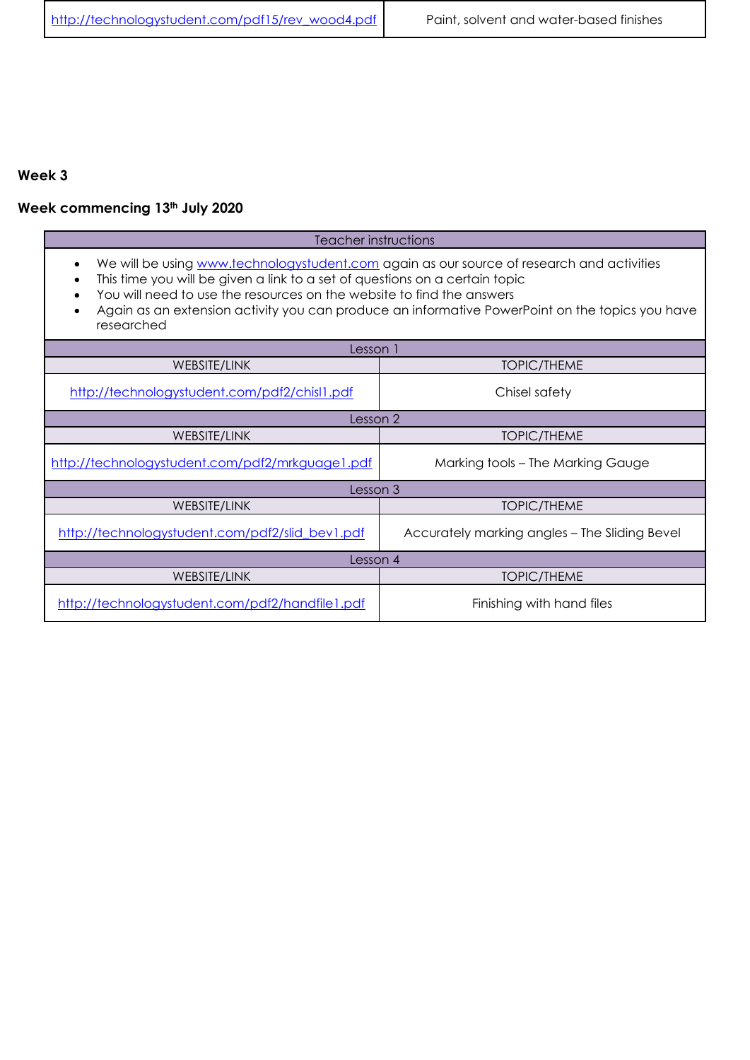| | |
|---|---|
| http://technologystudent.com/pdf15/rev_wood4.pdf | Paint, solvent and water-based finishes |

**Week 3**

**Week commencing 13th July 2020**

| Teacher instructions | |
|---|---|
| • We will be using www.technologystudent.com again as our source of research and activities<br>• This time you will be given a link to a set of questions on a certain topic<br>• You will need to use the resources on the website to find the answers<br>• Again as an extension activity you can produce an informative PowerPoint on the topics you have researched | |
| Lesson 1 | |
| WEBSITE/LINK | TOPIC/THEME |
| http://technologystudent.com/pdf2/chisl1.pdf | Chisel safety |
| Lesson 2 | |
| WEBSITE/LINK | TOPIC/THEME |
| http://technologystudent.com/pdf2/mrkguage1.pdf | Marking tools – The Marking Gauge |
| Lesson 3 | |
| WEBSITE/LINK | TOPIC/THEME |
| http://technologystudent.com/pdf2/slid_bev1.pdf | Accurately marking angles – The Sliding Bevel |
| Lesson 4 | |
| WEBSITE/LINK | TOPIC/THEME |
| http://technologystudent.com/pdf2/handfile1.pdf | Finishing with hand files |